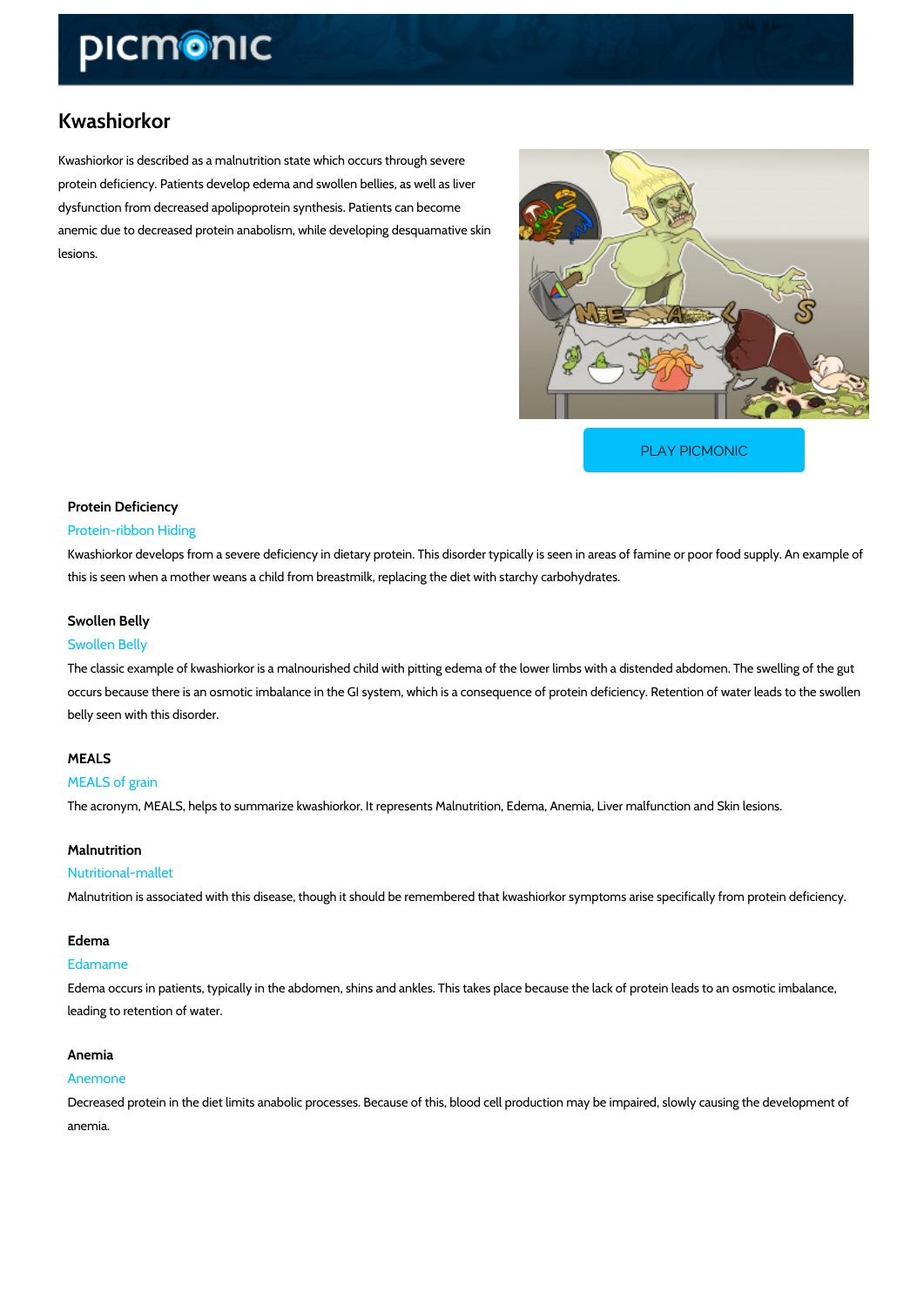# Kwashiorkor

Kwashiorkor is described as a malnutrition state which occurs through severe protein deficiency. Patients develop edema and swollen bellies, as well as liver dysfunction from decreased apolipoprotein synthesis. Patients can become anemic due to decreased protein anabolism, while developing desquamative skin lesions.

PLAY PICMONIC

### Protein Deficiency

Protein-ribbon Hiding

Kwashiorkor develops from a severe deficiency in dietary protein. This disorder typically is seen in areas of famine or poor food supply. An example of this is seen when a mother weans a child from breastmilk, replacing the diet with starchy carbohydrates.

### Swollen Belly

Swollen Belly

The classic example of kwashiorkor is a malnourished child with pitting edema of the lower limbs with a distended abdomen. The swelling of the gut occurs because there is an osmotic imbalance in the GI system, which is a consequence of protein deficiency. Retention of water leads to the swollen belly seen with this disorder.

### MEALS

MEALS of grain

The acronym, MEALS, helps to summarize kwashiorkor. It represents Malnutrition, Edema, Anemia, Liver malfunction and Skin lesions.

### Malnutrition

Nutritional-mallet

Malnutrition is associated with this disease, though it should be remembered that kwashiorkor symptoms arise specifically from protein deficiency.

### Edema

Edamame

Edema occurs in patients, typically in the abdomen, shins and ankles. This takes place because the lack of protein leads to an osmotic imbalance, leading to retention of water.

### Anemia

Anemone

Decreased protein in the diet limits anabolic processes. Because of this, blood cell production may be impaired, slowly causing the development of anemia.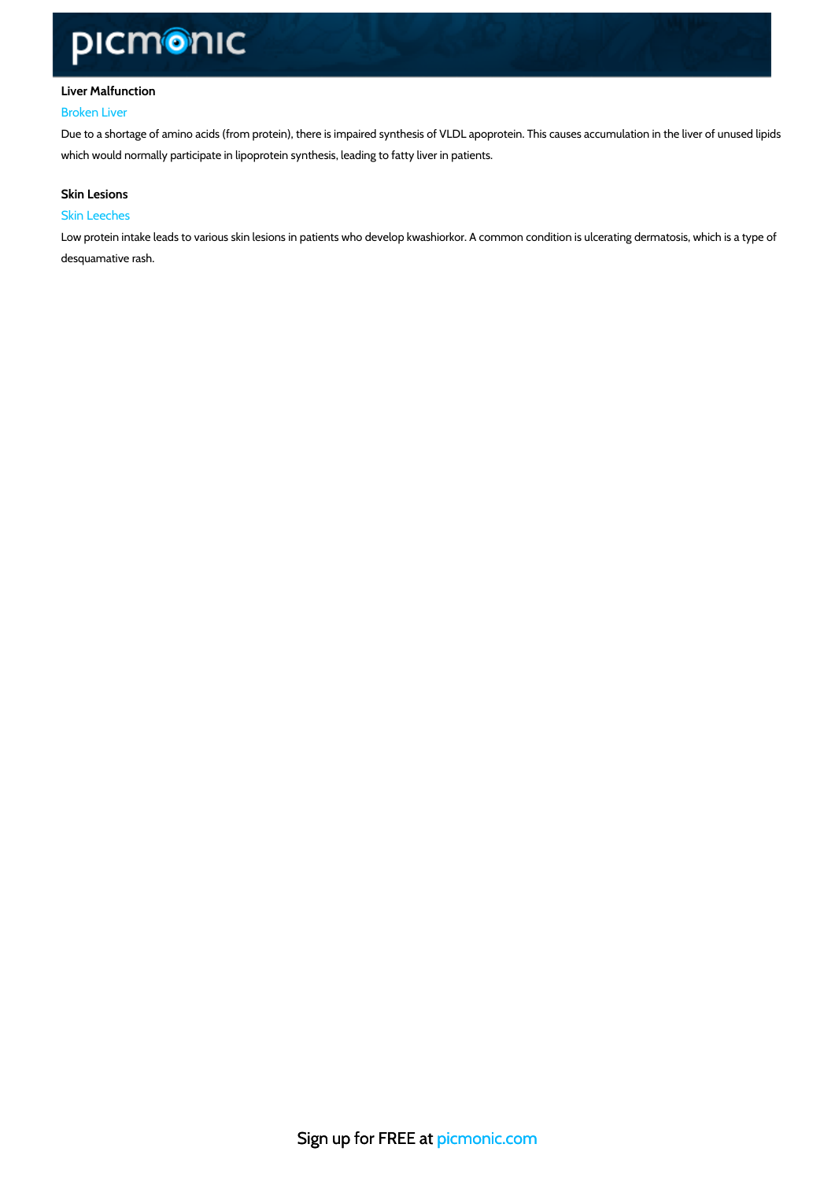**Liver Malfunction**

Broken Liver

Due to a shortage of amino acids (from protein), there is impaired synthesis of VLDL apoprotein. This causes accumulation in the liver of unused lipids which would normally participate in lipoprotein synthesis, leading to fatty liver in patients.

**Skin Lesions**

Skin Leeches

Low protein intake leads to various skin lesions in patients who develop kwashiorkor. A common condition is ulcerating dermatosis, which is a type of desquamative rash.